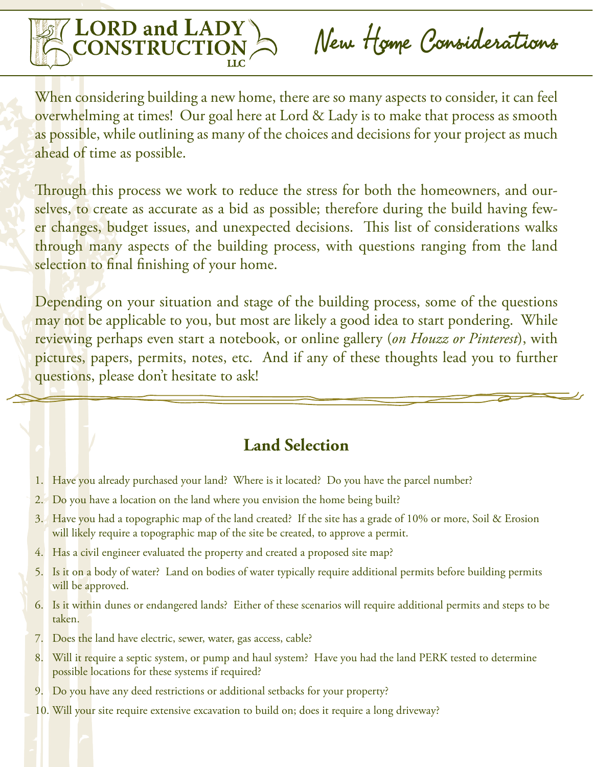# LORD and LADY CONSTRUCTION LLC

# New Home Considerations

When considering building a new home, there are so many aspects to consider, it can feel overwhelming at times! Our goal here at Lord & Lady is to make that process as smooth as possible, while outlining as many of the choices and decisions for your project as much ahead of time as possible.

Through this process we work to reduce the stress for both the homeowners, and ourselves, to create as accurate as a bid as possible; therefore during the build having fewer changes, budget issues, and unexpected decisions. This list of considerations walks through many aspects of the building process, with questions ranging from the land selection to final finishing of your home.

Depending on your situation and stage of the building process, some of the questions may not be applicable to you, but most are likely a good idea to start pondering. While reviewing perhaps even start a notebook, or online gallery (*on Houzz or Pinterest*), with pictures, papers, permits, notes, etc. And if any of these thoughts lead you to further questions, please don't hesitate to ask!

## Land Selection

1. Have you already purchased your land? Where is it located? Do you have the parcel number?
2. Do you have a location on the land where you envision the home being built?
3. Have you had a topographic map of the land created? If the site has a grade of 10% or more, Soil & Erosion will likely require a topographic map of the site be created, to approve a permit.
4. Has a civil engineer evaluated the property and created a proposed site map?
5. Is it on a body of water? Land on bodies of water typically require additional permits before building permits will be approved.
6. Is it within dunes or endangered lands? Either of these scenarios will require additional permits and steps to be taken.
7. Does the land have electric, sewer, water, gas access, cable?
8. Will it require a septic system, or pump and haul system? Have you had the land PERK tested to determine possible locations for these systems if required?
9. Do you have any deed restrictions or additional setbacks for your property?
10. Will your site require extensive excavation to build on; does it require a long driveway?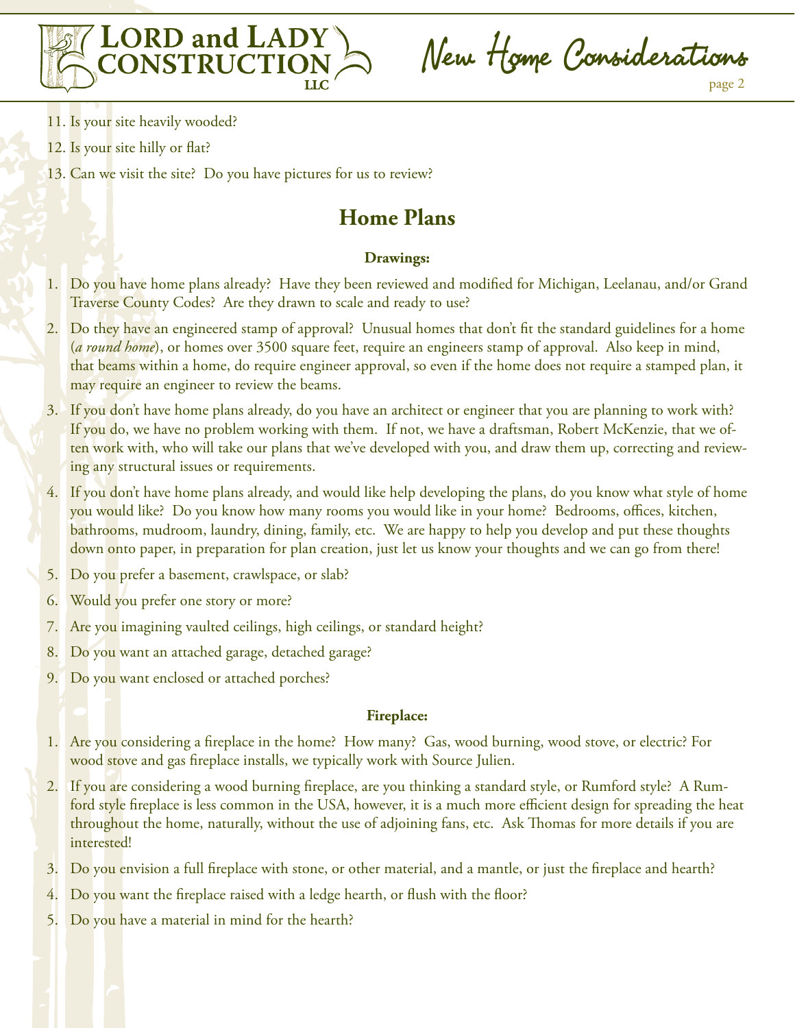11. Is your site heavily wooded?
12. Is your site hilly or flat?
13. Can we visit the site? Do you have pictures for us to review?

## Home Plans

### Drawings:

1. Do you have home plans already? Have they been reviewed and modified for Michigan, Leelanau, and/or Grand Traverse County Codes? Are they drawn to scale and ready to use?
2. Do they have an engineered stamp of approval? Unusual homes that don't fit the standard guidelines for a home (*a round home*), or homes over 3500 square feet, require an engineers stamp of approval. Also keep in mind, that beams within a home, do require engineer approval, so even if the home does not require a stamped plan, it may require an engineer to review the beams.
3. If you don't have home plans already, do you have an architect or engineer that you are planning to work with? If you do, we have no problem working with them. If not, we have a draftsman, Robert McKenzie, that we often work with, who will take our plans that we've developed with you, and draw them up, correcting and reviewing any structural issues or requirements.
4. If you don't have home plans already, and would like help developing the plans, do you know what style of home you would like? Do you know how many rooms you would like in your home? Bedrooms, offices, kitchen, bathrooms, mudroom, laundry, dining, family, etc. We are happy to help you develop and put these thoughts down onto paper, in preparation for plan creation, just let us know your thoughts and we can go from there!
5. Do you prefer a basement, crawlspace, or slab?
6. Would you prefer one story or more?
7. Are you imagining vaulted ceilings, high ceilings, or standard height?
8. Do you want an attached garage, detached garage?
9. Do you want enclosed or attached porches?

### Fireplace:

1. Are you considering a fireplace in the home? How many? Gas, wood burning, wood stove, or electric? For wood stove and gas fireplace installs, we typically work with Source Julien.
2. If you are considering a wood burning fireplace, are you thinking a standard style, or Rumford style? A Rumford style fireplace is less common in the USA, however, it is a much more efficient design for spreading the heat throughout the home, naturally, without the use of adjoining fans, etc. Ask Thomas for more details if you are interested!
3. Do you envision a full fireplace with stone, or other material, and a mantle, or just the fireplace and hearth?
4. Do you want the fireplace raised with a ledge hearth, or flush with the floor?
5. Do you have a material in mind for the hearth?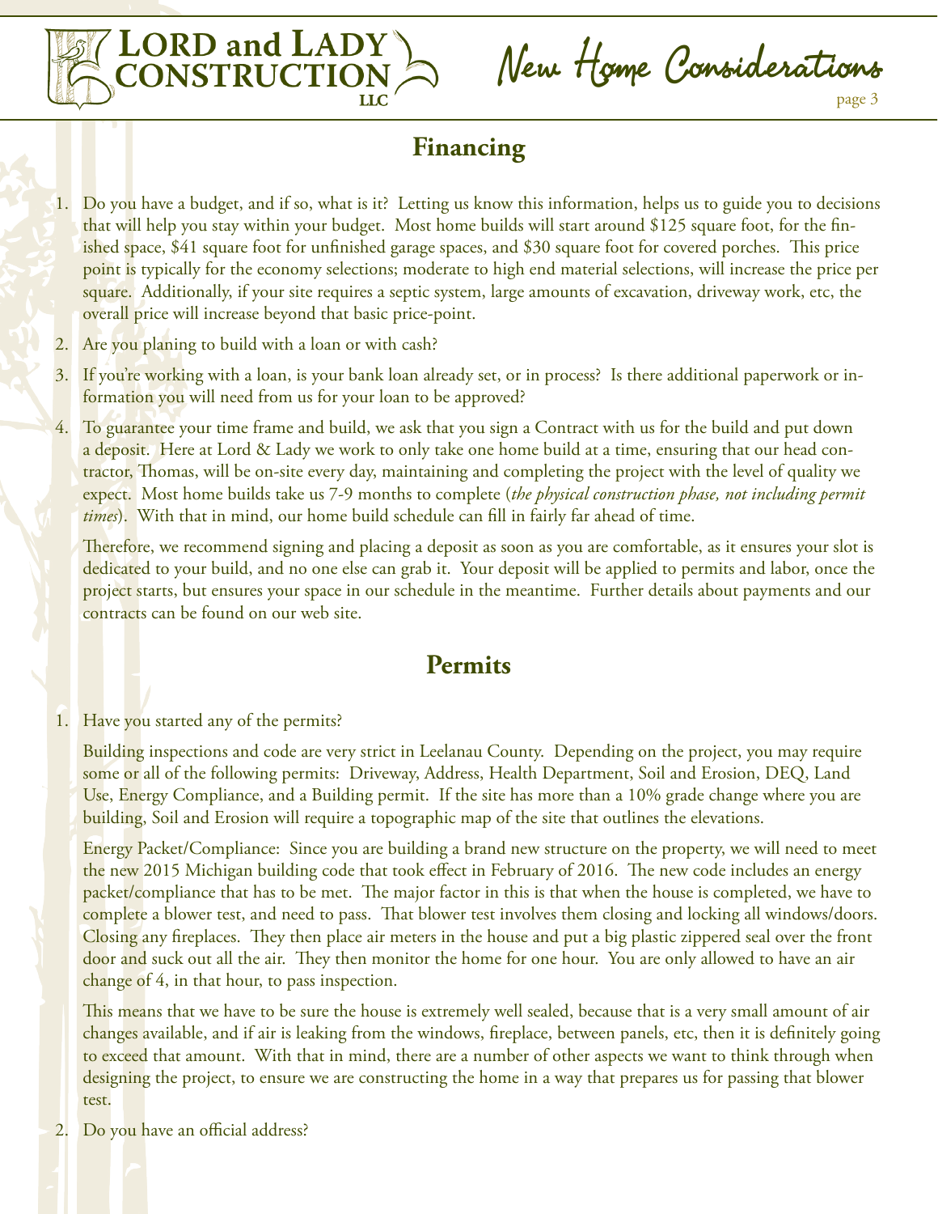## Financing

1. Do you have a budget, and if so, what is it? Letting us know this information, helps us to guide you to decisions that will help you stay within your budget. Most home builds will start around $125 square foot, for the finished space, $41 square foot for unfinished garage spaces, and $30 square foot for covered porches. This price point is typically for the economy selections; moderate to high end material selections, will increase the price per square. Additionally, if your site requires a septic system, large amounts of excavation, driveway work, etc, the overall price will increase beyond that basic price-point.
2. Are you planing to build with a loan or with cash?
3. If you're working with a loan, is your bank loan already set, or in process? Is there additional paperwork or information you will need from us for your loan to be approved?
4. To guarantee your time frame and build, we ask that you sign a Contract with us for the build and put down a deposit. Here at Lord & Lady we work to only take one home build at a time, ensuring that our head contractor, Thomas, will be on-site every day, maintaining and completing the project with the level of quality we expect. Most home builds take us 7-9 months to complete (*the physical construction phase, not including permit times*). With that in mind, our home build schedule can fill in fairly far ahead of time.

   Therefore, we recommend signing and placing a deposit as soon as you are comfortable, as it ensures your slot is dedicated to your build, and no one else can grab it. Your deposit will be applied to permits and labor, once the project starts, but ensures your space in our schedule in the meantime. Further details about payments and our contracts can be found on our web site.

## Permits

1. Have you started any of the permits?

   Building inspections and code are very strict in Leelanau County. Depending on the project, you may require some or all of the following permits: Driveway, Address, Health Department, Soil and Erosion, DEQ, Land Use, Energy Compliance, and a Building permit. If the site has more than a 10% grade change where you are building, Soil and Erosion will require a topographic map of the site that outlines the elevations.

   Energy Packet/Compliance: Since you are building a brand new structure on the property, we will need to meet the new 2015 Michigan building code that took effect in February of 2016. The new code includes an energy packet/compliance that has to be met. The major factor in this is that when the house is completed, we have to complete a blower test, and need to pass. That blower test involves them closing and locking all windows/doors. Closing any fireplaces. They then place air meters in the house and put a big plastic zippered seal over the front door and suck out all the air. They then monitor the home for one hour. You are only allowed to have an air change of 4, in that hour, to pass inspection.

   This means that we have to be sure the house is extremely well sealed, because that is a very small amount of air changes available, and if air is leaking from the windows, fireplace, between panels, etc, then it is definitely going to exceed that amount. With that in mind, there are a number of other aspects we want to think through when designing the project, to ensure we are constructing the home in a way that prepares us for passing that blower test.
2. Do you have an official address?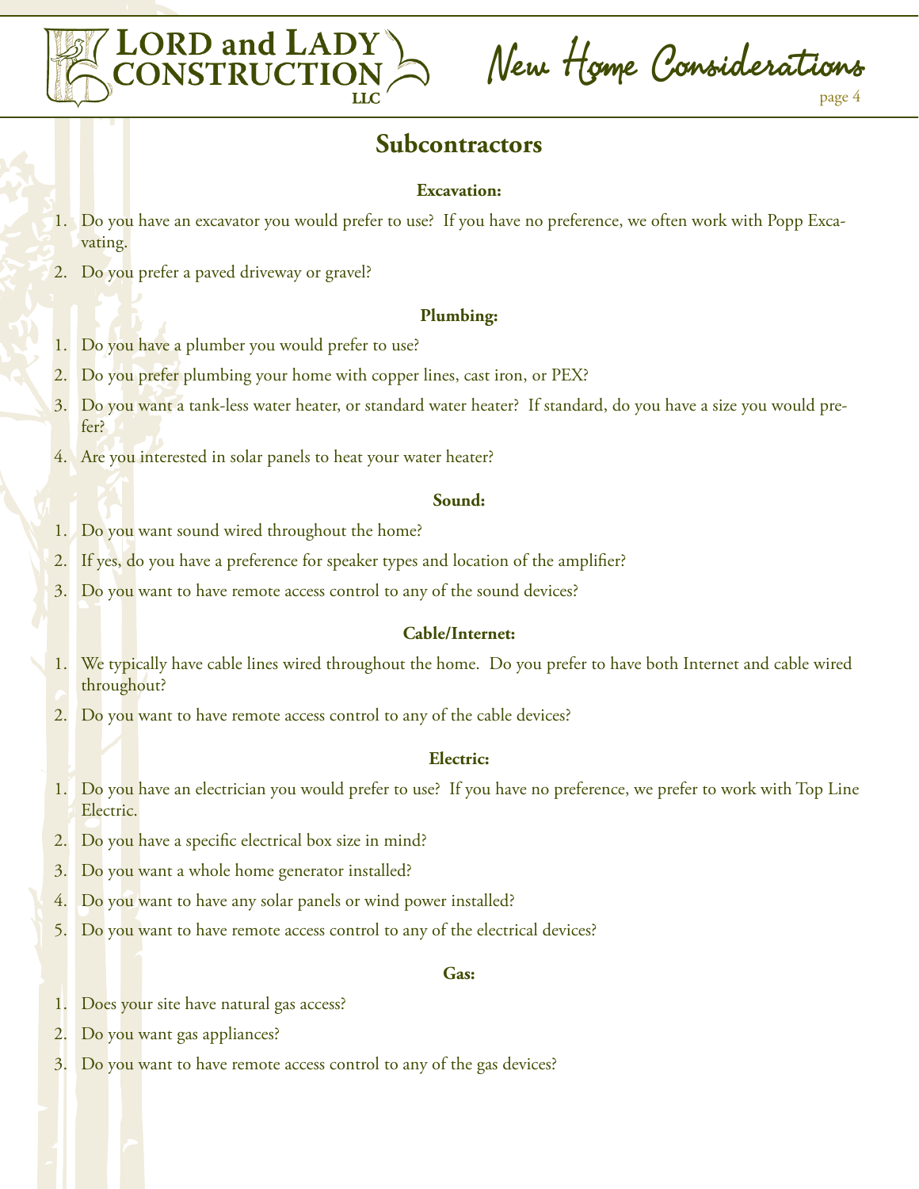## Subcontractors

### Excavation:

1. Do you have an excavator you would prefer to use? If you have no preference, we often work with Popp Excavating.
2. Do you prefer a paved driveway or gravel?

### Plumbing:

1. Do you have a plumber you would prefer to use?
2. Do you prefer plumbing your home with copper lines, cast iron, or PEX?
3. Do you want a tank-less water heater, or standard water heater? If standard, do you have a size you would prefer?
4. Are you interested in solar panels to heat your water heater?

### Sound:

1. Do you want sound wired throughout the home?
2. If yes, do you have a preference for speaker types and location of the amplifier?
3. Do you want to have remote access control to any of the sound devices?

### Cable/Internet:

1. We typically have cable lines wired throughout the home. Do you prefer to have both Internet and cable wired throughout?
2. Do you want to have remote access control to any of the cable devices?

### Electric:

1. Do you have an electrician you would prefer to use? If you have no preference, we prefer to work with Top Line Electric.
2. Do you have a specific electrical box size in mind?
3. Do you want a whole home generator installed?
4. Do you want to have any solar panels or wind power installed?
5. Do you want to have remote access control to any of the electrical devices?

### Gas:

1. Does your site have natural gas access?
2. Do you want gas appliances?
3. Do you want to have remote access control to any of the gas devices?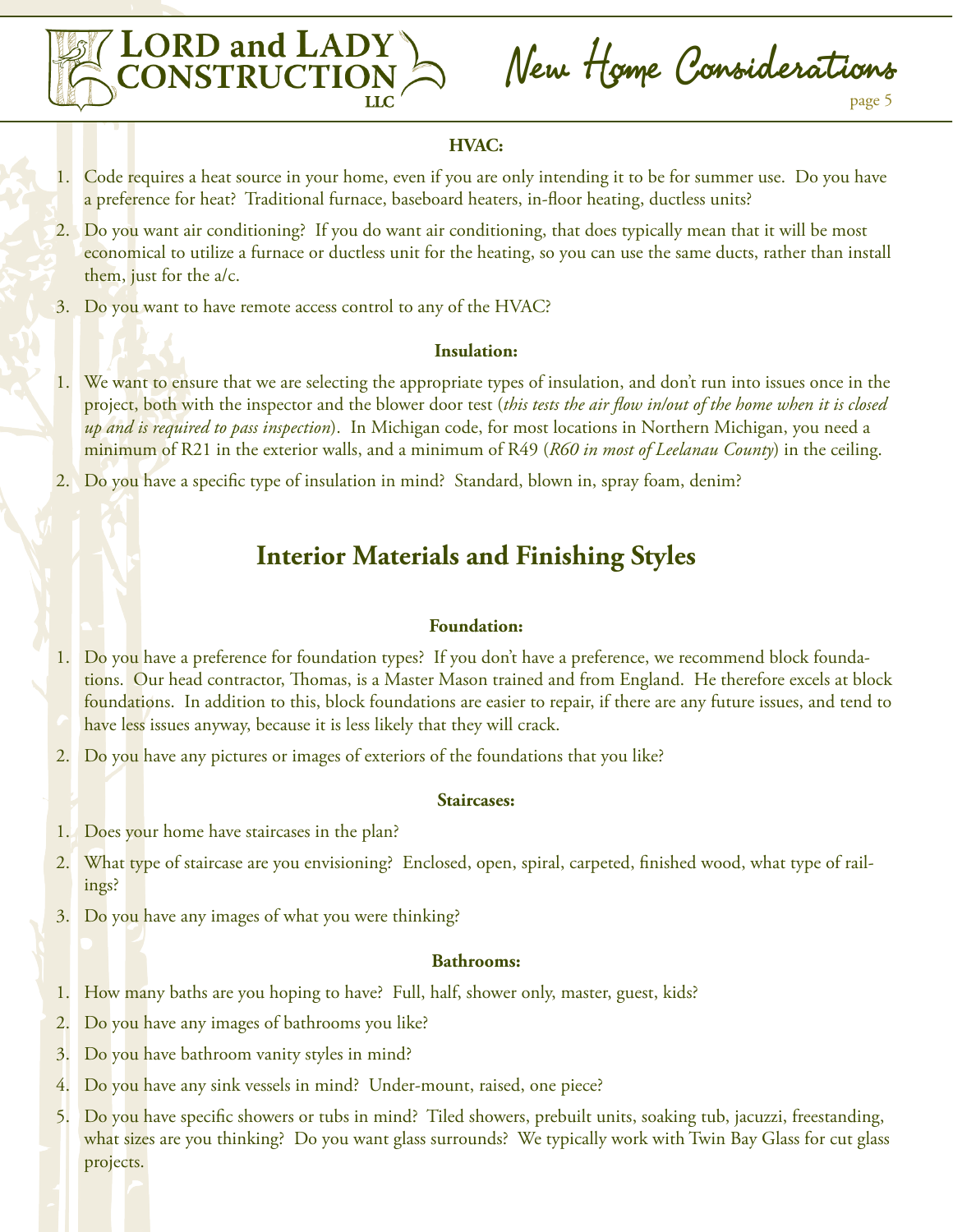**HVAC:**

1. Code requires a heat source in your home, even if you are only intending it to be for summer use. Do you have a preference for heat? Traditional furnace, baseboard heaters, in-floor heating, ductless units?
2. Do you want air conditioning? If you do want air conditioning, that does typically mean that it will be most economical to utilize a furnace or ductless unit for the heating, so you can use the same ducts, rather than install them, just for the a/c.
3. Do you want to have remote access control to any of the HVAC?

**Insulation:**

1. We want to ensure that we are selecting the appropriate types of insulation, and don't run into issues once in the project, both with the inspector and the blower door test (*this tests the air flow in/out of the home when it is closed up and is required to pass inspection*). In Michigan code, for most locations in Northern Michigan, you need a minimum of R21 in the exterior walls, and a minimum of R49 (*R60 in most of Leelanau County*) in the ceiling.
2. Do you have a specific type of insulation in mind? Standard, blown in, spray foam, denim?

## Interior Materials and Finishing Styles

**Foundation:**

1. Do you have a preference for foundation types? If you don't have a preference, we recommend block foundations. Our head contractor, Thomas, is a Master Mason trained and from England. He therefore excels at block foundations. In addition to this, block foundations are easier to repair, if there are any future issues, and tend to have less issues anyway, because it is less likely that they will crack.
2. Do you have any pictures or images of exteriors of the foundations that you like?

**Staircases:**

1. Does your home have staircases in the plan?
2. What type of staircase are you envisioning? Enclosed, open, spiral, carpeted, finished wood, what type of railings?
3. Do you have any images of what you were thinking?

**Bathrooms:**

1. How many baths are you hoping to have? Full, half, shower only, master, guest, kids?
2. Do you have any images of bathrooms you like?
3. Do you have bathroom vanity styles in mind?
4. Do you have any sink vessels in mind? Under-mount, raised, one piece?
5. Do you have specific showers or tubs in mind? Tiled showers, prebuilt units, soaking tub, jacuzzi, freestanding, what sizes are you thinking? Do you want glass surrounds? We typically work with Twin Bay Glass for cut glass projects.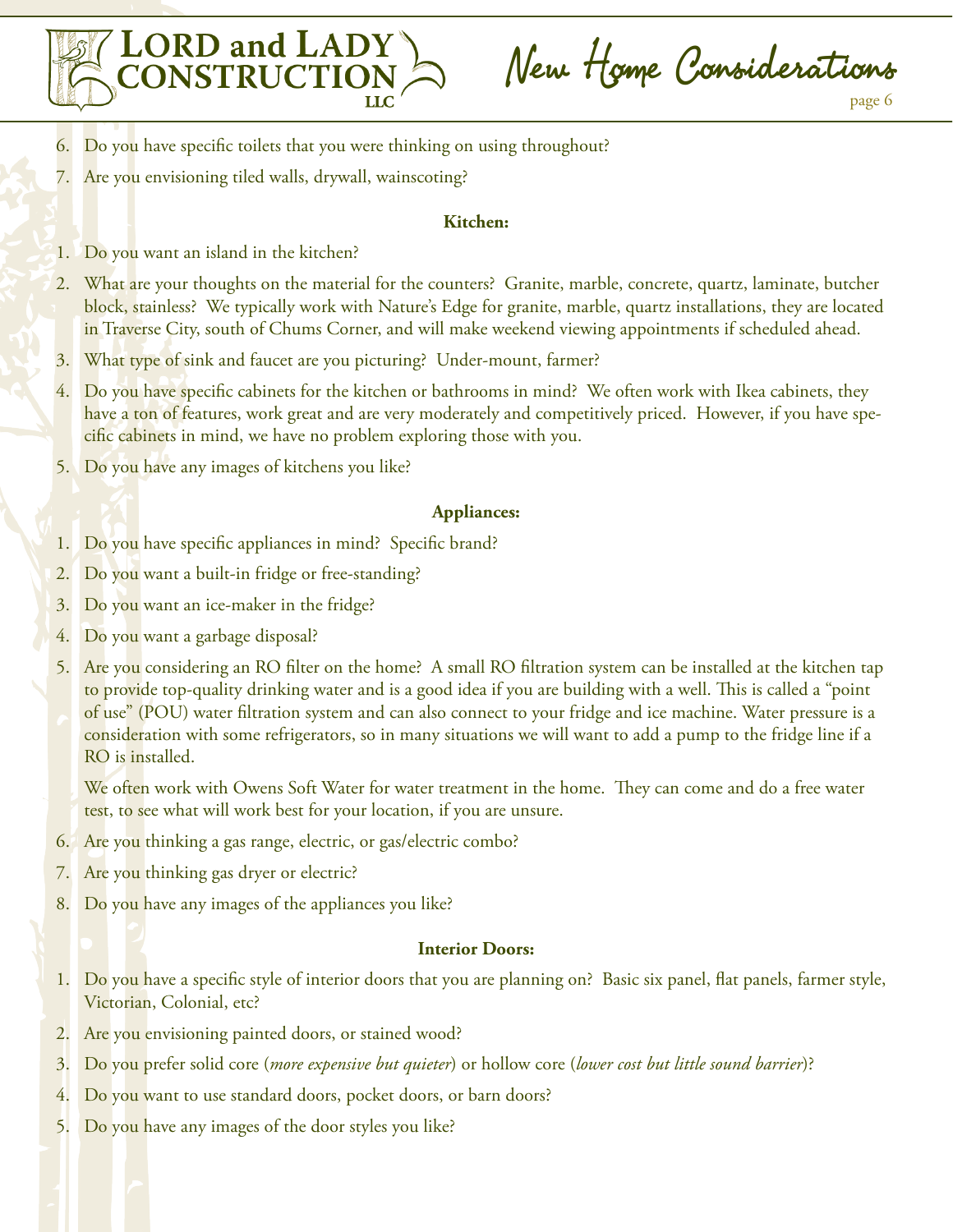6. Do you have specific toilets that you were thinking on using throughout?
7. Are you envisioning tiled walls, drywall, wainscoting?

**Kitchen:**

1. Do you want an island in the kitchen?
2. What are your thoughts on the material for the counters? Granite, marble, concrete, quartz, laminate, butcher block, stainless? We typically work with Nature's Edge for granite, marble, quartz installations, they are located in Traverse City, south of Chums Corner, and will make weekend viewing appointments if scheduled ahead.
3. What type of sink and faucet are you picturing? Under-mount, farmer?
4. Do you have specific cabinets for the kitchen or bathrooms in mind? We often work with Ikea cabinets, they have a ton of features, work great and are very moderately and competitively priced. However, if you have specific cabinets in mind, we have no problem exploring those with you.
5. Do you have any images of kitchens you like?

**Appliances:**

1. Do you have specific appliances in mind? Specific brand?
2. Do you want a built-in fridge or free-standing?
3. Do you want an ice-maker in the fridge?
4. Do you want a garbage disposal?
5. Are you considering an RO filter on the home? A small RO filtration system can be installed at the kitchen tap to provide top-quality drinking water and is a good idea if you are building with a well. This is called a "point of use" (POU) water filtration system and can also connect to your fridge and ice machine. Water pressure is a consideration with some refrigerators, so in many situations we will want to add a pump to the fridge line if a RO is installed.

   We often work with Owens Soft Water for water treatment in the home. They can come and do a free water test, to see what will work best for your location, if you are unsure.
6. Are you thinking a gas range, electric, or gas/electric combo?
7. Are you thinking gas dryer or electric?
8. Do you have any images of the appliances you like?

**Interior Doors:**

1. Do you have a specific style of interior doors that you are planning on? Basic six panel, flat panels, farmer style, Victorian, Colonial, etc?
2. Are you envisioning painted doors, or stained wood?
3. Do you prefer solid core (*more expensive but quieter*) or hollow core (*lower cost but little sound barrier*)?
4. Do you want to use standard doors, pocket doors, or barn doors?
5. Do you have any images of the door styles you like?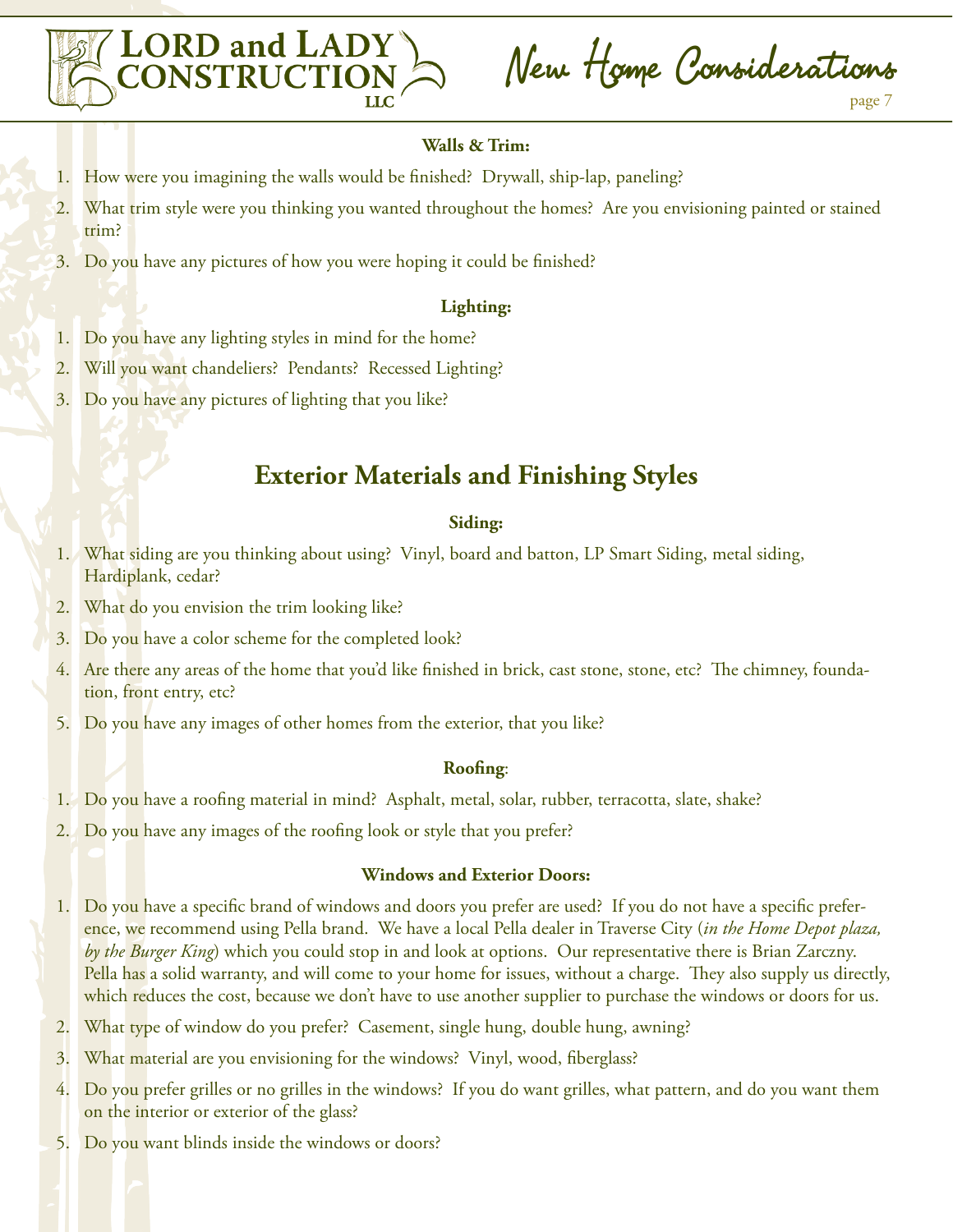**Walls & Trim:**

1. How were you imagining the walls would be finished? Drywall, ship-lap, paneling?
2. What trim style were you thinking you wanted throughout the homes? Are you envisioning painted or stained trim?
3. Do you have any pictures of how you were hoping it could be finished?

**Lighting:**

1. Do you have any lighting styles in mind for the home?
2. Will you want chandeliers? Pendants? Recessed Lighting?
3. Do you have any pictures of lighting that you like?

## Exterior Materials and Finishing Styles

**Siding:**

1. What siding are you thinking about using? Vinyl, board and batton, LP Smart Siding, metal siding, Hardiplank, cedar?
2. What do you envision the trim looking like?
3. Do you have a color scheme for the completed look?
4. Are there any areas of the home that you'd like finished in brick, cast stone, stone, etc? The chimney, foundation, front entry, etc?
5. Do you have any images of other homes from the exterior, that you like?

**Roofing**:

1. Do you have a roofing material in mind? Asphalt, metal, solar, rubber, terracotta, slate, shake?
2. Do you have any images of the roofing look or style that you prefer?

**Windows and Exterior Doors:**

1. Do you have a specific brand of windows and doors you prefer are used? If you do not have a specific preference, we recommend using Pella brand. We have a local Pella dealer in Traverse City (*in the Home Depot plaza, by the Burger King*) which you could stop in and look at options. Our representative there is Brian Zarczny. Pella has a solid warranty, and will come to your home for issues, without a charge. They also supply us directly, which reduces the cost, because we don't have to use another supplier to purchase the windows or doors for us.
2. What type of window do you prefer? Casement, single hung, double hung, awning?
3. What material are you envisioning for the windows? Vinyl, wood, fiberglass?
4. Do you prefer grilles or no grilles in the windows? If you do want grilles, what pattern, and do you want them on the interior or exterior of the glass?
5. Do you want blinds inside the windows or doors?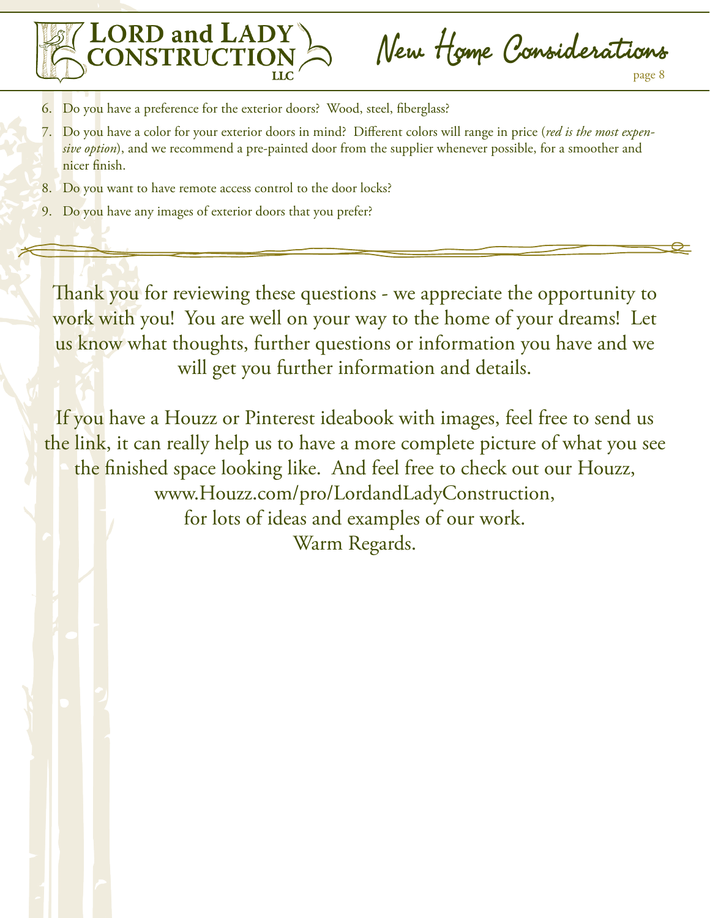6. Do you have a preference for the exterior doors? Wood, steel, fiberglass?
7. Do you have a color for your exterior doors in mind? Different colors will range in price (*red is the most expensive option*), and we recommend a pre-painted door from the supplier whenever possible, for a smoother and nicer finish.
8. Do you want to have remote access control to the door locks?
9. Do you have any images of exterior doors that you prefer?

Thank you for reviewing these questions - we appreciate the opportunity to work with you! You are well on your way to the home of your dreams! Let us know what thoughts, further questions or information you have and we will get you further information and details.

If you have a Houzz or Pinterest ideabook with images, feel free to send us the link, it can really help us to have a more complete picture of what you see the finished space looking like. And feel free to check out our Houzz, www.Houzz.com/pro/LordandLadyConstruction, for lots of ideas and examples of our work.

Warm Regards.